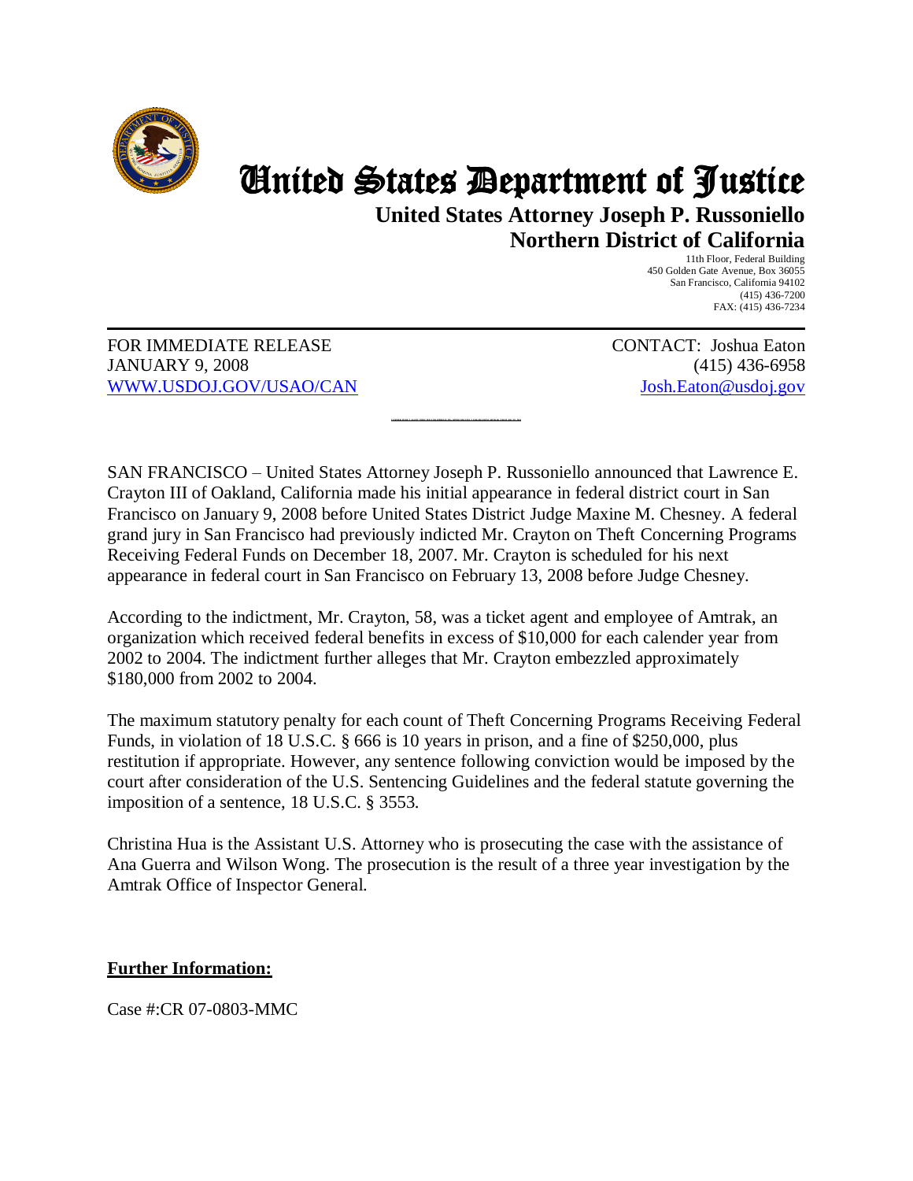# United States Department of Justice

## United States Attorney Joseph P. Russoniello
## Northern District of California

11th Floor, Federal Building
450 Golden Gate Avenue, Box 36055
San Francisco, California 94102
(415) 436-7200
FAX: (415) 436-7234

---

FOR IMMEDIATE RELEASE
JANUARY 9, 2008
WWW.USDOJ.GOV/USAO/CAN

CONTACT: Joshua Eaton
(415) 436-6958
Josh.Eaton@usdoj.gov

SAN FRANCISCO – United States Attorney Joseph P. Russoniello announced that Lawrence E. Crayton III of Oakland, California made his initial appearance in federal district court in San Francisco on January 9, 2008 before United States District Judge Maxine M. Chesney. A federal grand jury in San Francisco had previously indicted Mr. Crayton on Theft Concerning Programs Receiving Federal Funds on December 18, 2007. Mr. Crayton is scheduled for his next appearance in federal court in San Francisco on February 13, 2008 before Judge Chesney.

According to the indictment, Mr. Crayton, 58, was a ticket agent and employee of Amtrak, an organization which received federal benefits in excess of $10,000 for each calender year from 2002 to 2004. The indictment further alleges that Mr. Crayton embezzled approximately $180,000 from 2002 to 2004.

The maximum statutory penalty for each count of Theft Concerning Programs Receiving Federal Funds, in violation of 18 U.S.C. § 666 is 10 years in prison, and a fine of $250,000, plus restitution if appropriate. However, any sentence following conviction would be imposed by the court after consideration of the U.S. Sentencing Guidelines and the federal statute governing the imposition of a sentence, 18 U.S.C. § 3553.

Christina Hua is the Assistant U.S. Attorney who is prosecuting the case with the assistance of Ana Guerra and Wilson Wong. The prosecution is the result of a three year investigation by the Amtrak Office of Inspector General.

**Further Information:**

Case #:CR 07-0803-MMC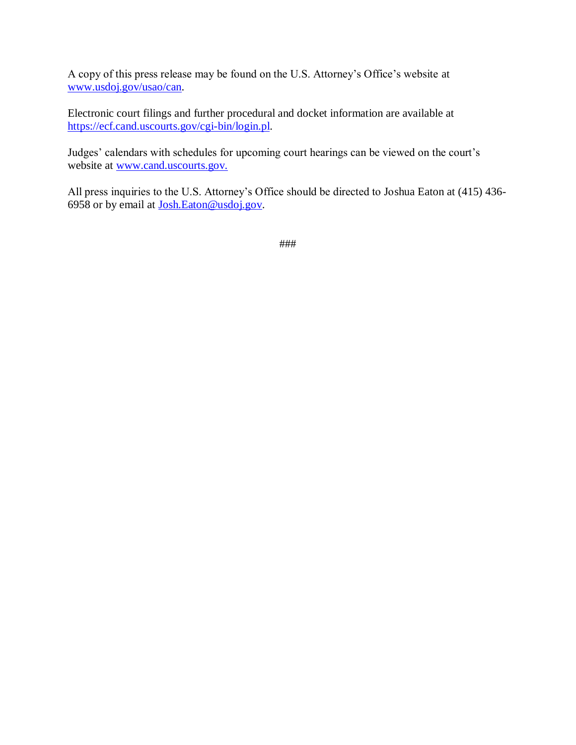A copy of this press release may be found on the U.S. Attorney's Office's website at [www.usdoj.gov/usao/can](www.usdoj.gov/usao/can).

Electronic court filings and further procedural and docket information are available at [https://ecf.cand.uscourts.gov/cgi-bin/login.pl](https://ecf.cand.uscourts.gov/cgi-bin/login.pl).

Judges' calendars with schedules for upcoming court hearings can be viewed on the court's website at [www.cand.uscourts.gov.](www.cand.uscourts.gov)

All press inquiries to the U.S. Attorney's Office should be directed to Joshua Eaton at (415) 436-6958 or by email at [Josh.Eaton@usdoj.gov](mailto:Josh.Eaton@usdoj.gov).

###